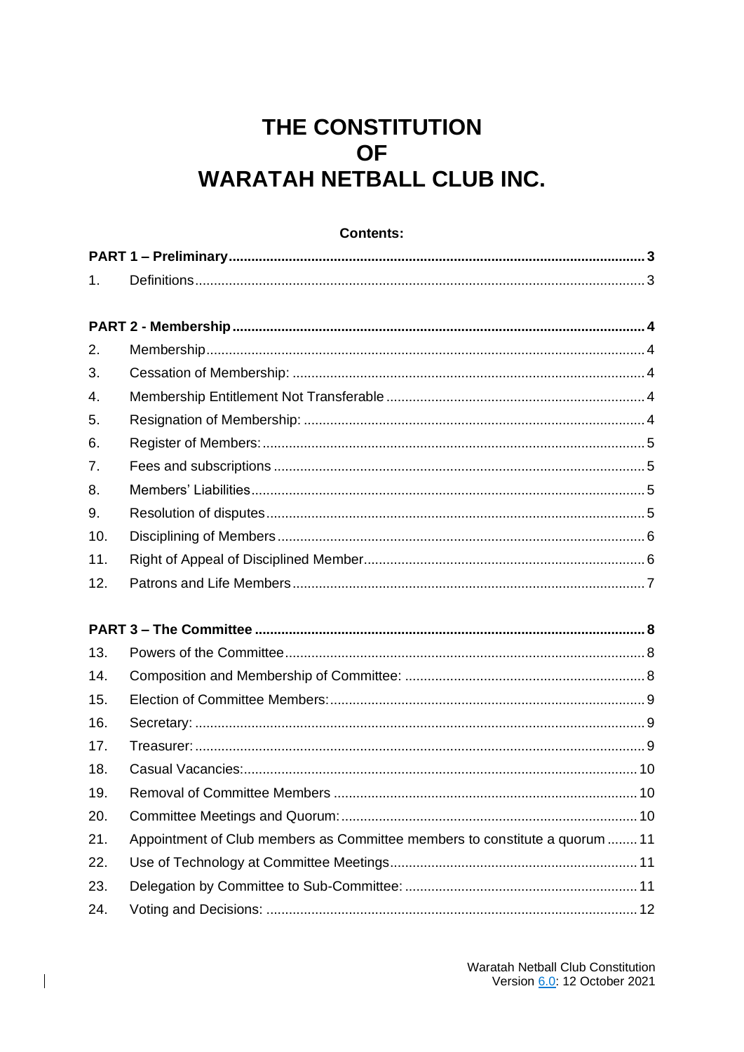# THE CONSTITUTION
# OF
# WARATAH NETBALL CLUB INC.

**Contents:**

**PART 1 – Preliminary** ........ **3**

1. Definitions ........ 3

**PART 2 - Membership** ........ **4**

2. Membership ........ 4
3. Cessation of Membership: ........ 4
4. Membership Entitlement Not Transferable ........ 4
5. Resignation of Membership: ........ 4
6. Register of Members: ........ 5
7. Fees and subscriptions ........ 5
8. Members' Liabilities ........ 5
9. Resolution of disputes ........ 5
10. Disciplining of Members ........ 6
11. Right of Appeal of Disciplined Member ........ 6
12. Patrons and Life Members ........ 7

**PART 3 – The Committee** ........ **8**

13. Powers of the Committee ........ 8
14. Composition and Membership of Committee: ........ 8
15. Election of Committee Members: ........ 9
16. Secretary: ........ 9
17. Treasurer: ........ 9
18. Casual Vacancies: ........ 10
19. Removal of Committee Members ........ 10
20. Committee Meetings and Quorum: ........ 10
21. Appointment of Club members as Committee members to constitute a quorum ........ 11
22. Use of Technology at Committee Meetings ........ 11
23. Delegation by Committee to Sub-Committee: ........ 11
24. Voting and Decisions: ........ 12

Waratah Netball Club Constitution
Version 6.0: 12 October 2021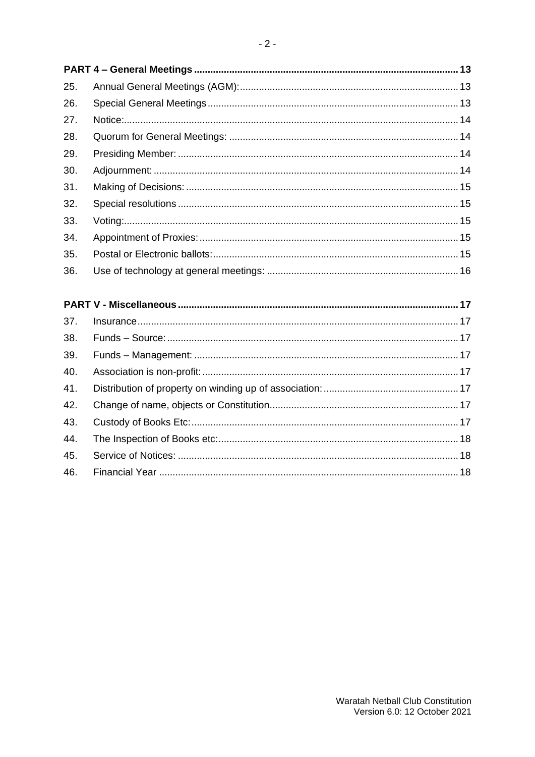**PART 4 – General Meetings** ........ 13

25. Annual General Meetings (AGM): ........ 13
26. Special General Meetings ........ 13
27. Notice: ........ 14
28. Quorum for General Meetings: ........ 14
29. Presiding Member: ........ 14
30. Adjournment: ........ 14
31. Making of Decisions: ........ 15
32. Special resolutions ........ 15
33. Voting: ........ 15
34. Appointment of Proxies: ........ 15
35. Postal or Electronic ballots: ........ 15
36. Use of technology at general meetings: ........ 16

**PART V - Miscellaneous** ........ 17

37. Insurance ........ 17
38. Funds – Source: ........ 17
39. Funds – Management: ........ 17
40. Association is non-profit: ........ 17
41. Distribution of property on winding up of association: ........ 17
42. Change of name, objects or Constitution ........ 17
43. Custody of Books Etc: ........ 17
44. The Inspection of Books etc: ........ 18
45. Service of Notices: ........ 18
46. Financial Year ........ 18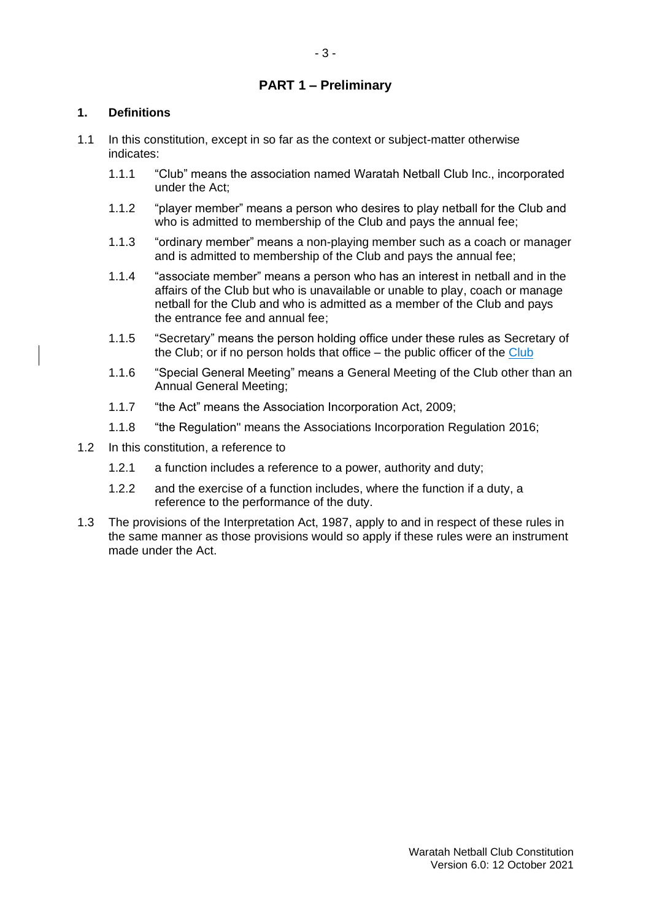## PART 1 – Preliminary

### 1. Definitions

1.1 In this constitution, except in so far as the context or subject-matter otherwise indicates:

1.1.1 "Club" means the association named Waratah Netball Club Inc., incorporated under the Act;

1.1.2 "player member" means a person who desires to play netball for the Club and who is admitted to membership of the Club and pays the annual fee;

1.1.3 "ordinary member" means a non-playing member such as a coach or manager and is admitted to membership of the Club and pays the annual fee;

1.1.4 "associate member" means a person who has an interest in netball and in the affairs of the Club but who is unavailable or unable to play, coach or manage netball for the Club and who is admitted as a member of the Club and pays the entrance fee and annual fee;

1.1.5 "Secretary" means the person holding office under these rules as Secretary of the Club; or if no person holds that office – the public officer of the Club

1.1.6 "Special General Meeting" means a General Meeting of the Club other than an Annual General Meeting;

1.1.7 "the Act" means the Association Incorporation Act, 2009;

1.1.8 "the Regulation" means the Associations Incorporation Regulation 2016;

1.2 In this constitution, a reference to

1.2.1 a function includes a reference to a power, authority and duty;

1.2.2 and the exercise of a function includes, where the function if a duty, a reference to the performance of the duty.

1.3 The provisions of the Interpretation Act, 1987, apply to and in respect of these rules in the same manner as those provisions would so apply if these rules were an instrument made under the Act.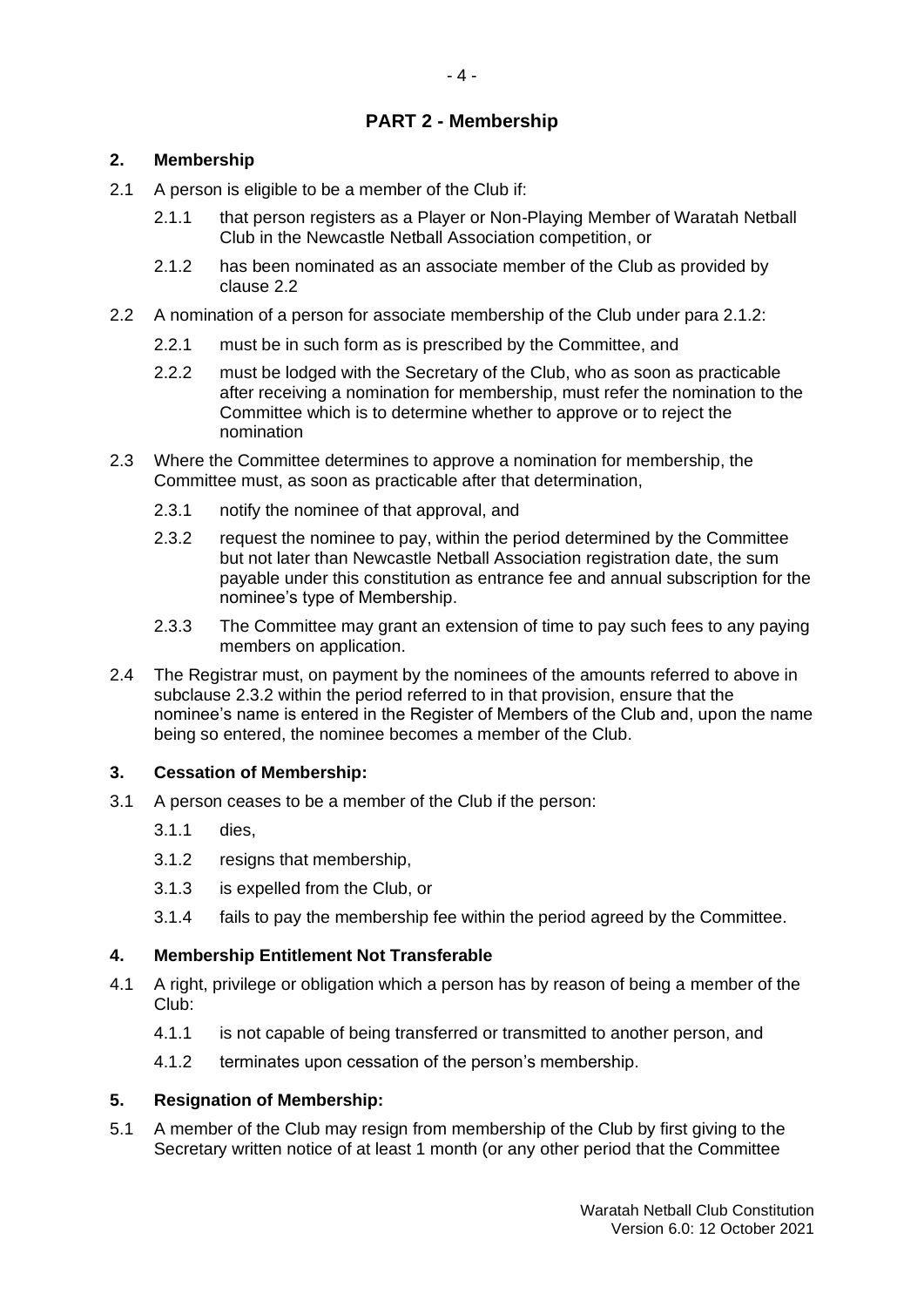## PART 2 - Membership

### 2. Membership

2.1 A person is eligible to be a member of the Club if:

- 2.1.1 that person registers as a Player or Non-Playing Member of Waratah Netball Club in the Newcastle Netball Association competition, or
- 2.1.2 has been nominated as an associate member of the Club as provided by clause 2.2

2.2 A nomination of a person for associate membership of the Club under para 2.1.2:

- 2.2.1 must be in such form as is prescribed by the Committee, and
- 2.2.2 must be lodged with the Secretary of the Club, who as soon as practicable after receiving a nomination for membership, must refer the nomination to the Committee which is to determine whether to approve or to reject the nomination

2.3 Where the Committee determines to approve a nomination for membership, the Committee must, as soon as practicable after that determination,

- 2.3.1 notify the nominee of that approval, and
- 2.3.2 request the nominee to pay, within the period determined by the Committee but not later than Newcastle Netball Association registration date, the sum payable under this constitution as entrance fee and annual subscription for the nominee's type of Membership.
- 2.3.3 The Committee may grant an extension of time to pay such fees to any paying members on application.

2.4 The Registrar must, on payment by the nominees of the amounts referred to above in subclause 2.3.2 within the period referred to in that provision, ensure that the nominee's name is entered in the Register of Members of the Club and, upon the name being so entered, the nominee becomes a member of the Club.

### 3. Cessation of Membership:

3.1 A person ceases to be a member of the Club if the person:

- 3.1.1 dies,
- 3.1.2 resigns that membership,
- 3.1.3 is expelled from the Club, or
- 3.1.4 fails to pay the membership fee within the period agreed by the Committee.

### 4. Membership Entitlement Not Transferable

4.1 A right, privilege or obligation which a person has by reason of being a member of the Club:

- 4.1.1 is not capable of being transferred or transmitted to another person, and
- 4.1.2 terminates upon cessation of the person's membership.

### 5. Resignation of Membership:

5.1 A member of the Club may resign from membership of the Club by first giving to the Secretary written notice of at least 1 month (or any other period that the Committee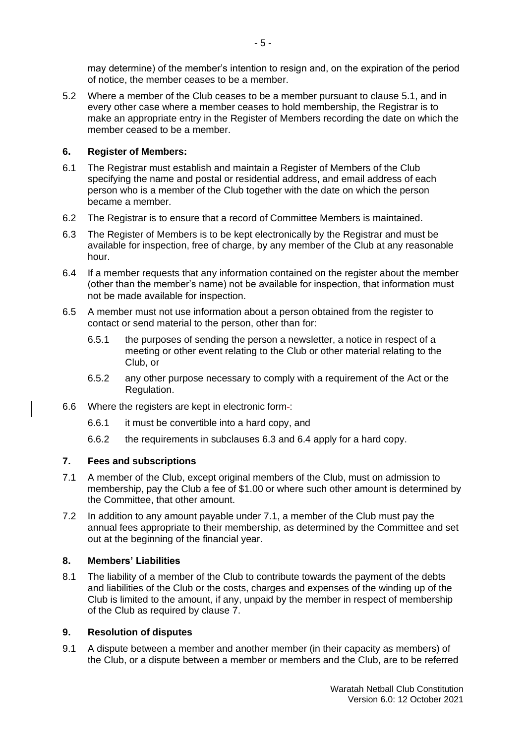may determine) of the member's intention to resign and, on the expiration of the period of notice, the member ceases to be a member.

5.2 Where a member of the Club ceases to be a member pursuant to clause 5.1, and in every other case where a member ceases to hold membership, the Registrar is to make an appropriate entry in the Register of Members recording the date on which the member ceased to be a member.

### 6. Register of Members:

6.1 The Registrar must establish and maintain a Register of Members of the Club specifying the name and postal or residential address, and email address of each person who is a member of the Club together with the date on which the person became a member.

6.2 The Registrar is to ensure that a record of Committee Members is maintained.

6.3 The Register of Members is to be kept electronically by the Registrar and must be available for inspection, free of charge, by any member of the Club at any reasonable hour.

6.4 If a member requests that any information contained on the register about the member (other than the member's name) not be available for inspection, that information must not be made available for inspection.

6.5 A member must not use information about a person obtained from the register to contact or send material to the person, other than for:

6.5.1 the purposes of sending the person a newsletter, a notice in respect of a meeting or other event relating to the Club or other material relating to the Club, or

6.5.2 any other purpose necessary to comply with a requirement of the Act or the Regulation.

6.6 Where the registers are kept in electronic form:

6.6.1 it must be convertible into a hard copy, and

6.6.2 the requirements in subclauses 6.3 and 6.4 apply for a hard copy.

### 7. Fees and subscriptions

7.1 A member of the Club, except original members of the Club, must on admission to membership, pay the Club a fee of $1.00 or where such other amount is determined by the Committee, that other amount.

7.2 In addition to any amount payable under 7.1, a member of the Club must pay the annual fees appropriate to their membership, as determined by the Committee and set out at the beginning of the financial year.

### 8. Members' Liabilities

8.1 The liability of a member of the Club to contribute towards the payment of the debts and liabilities of the Club or the costs, charges and expenses of the winding up of the Club is limited to the amount, if any, unpaid by the member in respect of membership of the Club as required by clause 7.

### 9. Resolution of disputes

9.1 A dispute between a member and another member (in their capacity as members) of the Club, or a dispute between a member or members and the Club, are to be referred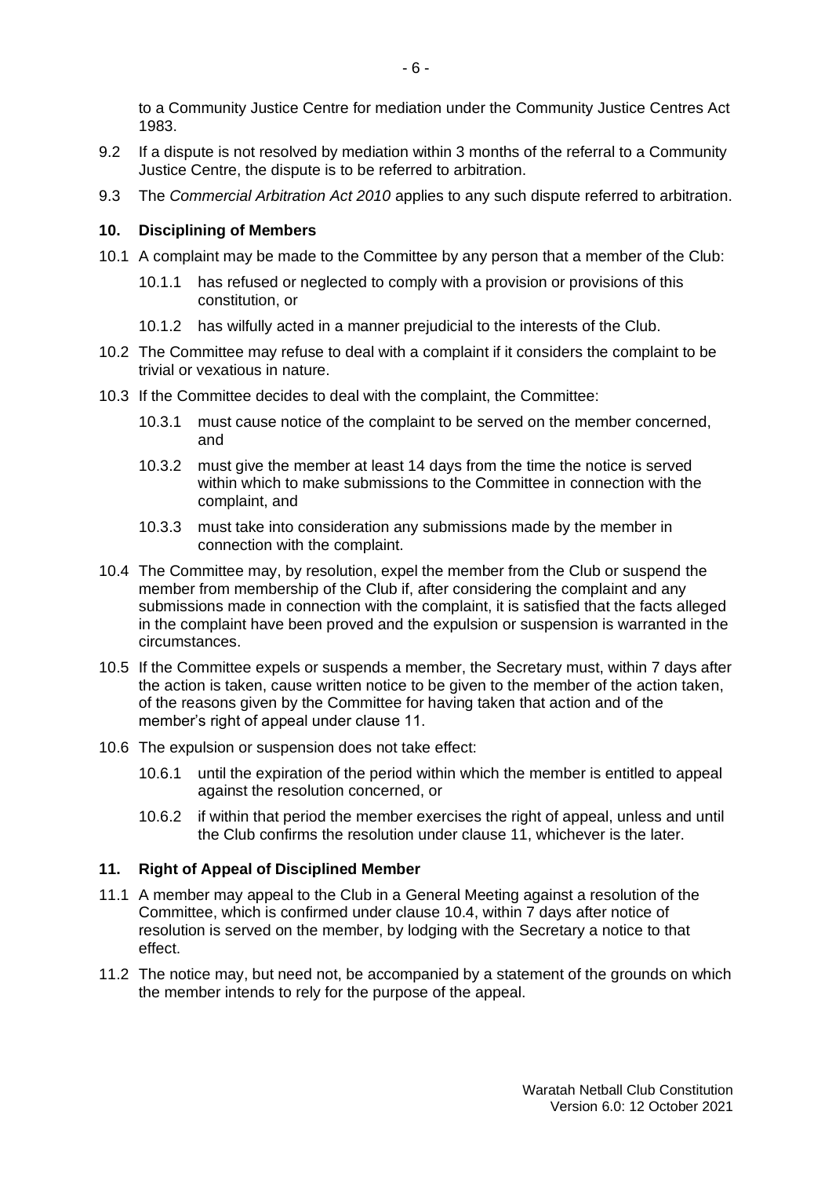to a Community Justice Centre for mediation under the Community Justice Centres Act 1983.

9.2 If a dispute is not resolved by mediation within 3 months of the referral to a Community Justice Centre, the dispute is to be referred to arbitration.

9.3 The *Commercial Arbitration Act 2010* applies to any such dispute referred to arbitration.

## 10. Disciplining of Members

10.1 A complaint may be made to the Committee by any person that a member of the Club:

- 10.1.1 has refused or neglected to comply with a provision or provisions of this constitution, or
- 10.1.2 has wilfully acted in a manner prejudicial to the interests of the Club.

10.2 The Committee may refuse to deal with a complaint if it considers the complaint to be trivial or vexatious in nature.

10.3 If the Committee decides to deal with the complaint, the Committee:

- 10.3.1 must cause notice of the complaint to be served on the member concerned, and
- 10.3.2 must give the member at least 14 days from the time the notice is served within which to make submissions to the Committee in connection with the complaint, and
- 10.3.3 must take into consideration any submissions made by the member in connection with the complaint.

10.4 The Committee may, by resolution, expel the member from the Club or suspend the member from membership of the Club if, after considering the complaint and any submissions made in connection with the complaint, it is satisfied that the facts alleged in the complaint have been proved and the expulsion or suspension is warranted in the circumstances.

10.5 If the Committee expels or suspends a member, the Secretary must, within 7 days after the action is taken, cause written notice to be given to the member of the action taken, of the reasons given by the Committee for having taken that action and of the member's right of appeal under clause 11.

10.6 The expulsion or suspension does not take effect:

- 10.6.1 until the expiration of the period within which the member is entitled to appeal against the resolution concerned, or
- 10.6.2 if within that period the member exercises the right of appeal, unless and until the Club confirms the resolution under clause 11, whichever is the later.

## 11. Right of Appeal of Disciplined Member

11.1 A member may appeal to the Club in a General Meeting against a resolution of the Committee, which is confirmed under clause 10.4, within 7 days after notice of resolution is served on the member, by lodging with the Secretary a notice to that effect.

11.2 The notice may, but need not, be accompanied by a statement of the grounds on which the member intends to rely for the purpose of the appeal.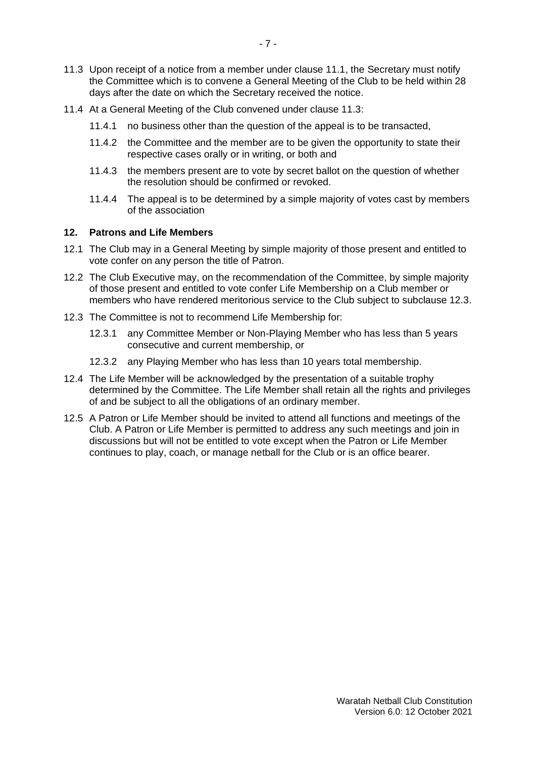11.3 Upon receipt of a notice from a member under clause 11.1, the Secretary must notify the Committee which is to convene a General Meeting of the Club to be held within 28 days after the date on which the Secretary received the notice.

11.4 At a General Meeting of the Club convened under clause 11.3:

- 11.4.1 no business other than the question of the appeal is to be transacted,
- 11.4.2 the Committee and the member are to be given the opportunity to state their respective cases orally or in writing, or both and
- 11.4.3 the members present are to vote by secret ballot on the question of whether the resolution should be confirmed or revoked.
- 11.4.4 The appeal is to be determined by a simple majority of votes cast by members of the association

## 12. Patrons and Life Members

12.1 The Club may in a General Meeting by simple majority of those present and entitled to vote confer on any person the title of Patron.

12.2 The Club Executive may, on the recommendation of the Committee, by simple majority of those present and entitled to vote confer Life Membership on a Club member or members who have rendered meritorious service to the Club subject to subclause 12.3.

12.3 The Committee is not to recommend Life Membership for:

- 12.3.1 any Committee Member or Non-Playing Member who has less than 5 years consecutive and current membership, or
- 12.3.2 any Playing Member who has less than 10 years total membership.

12.4 The Life Member will be acknowledged by the presentation of a suitable trophy determined by the Committee. The Life Member shall retain all the rights and privileges of and be subject to all the obligations of an ordinary member.

12.5 A Patron or Life Member should be invited to attend all functions and meetings of the Club. A Patron or Life Member is permitted to address any such meetings and join in discussions but will not be entitled to vote except when the Patron or Life Member continues to play, coach, or manage netball for the Club or is an office bearer.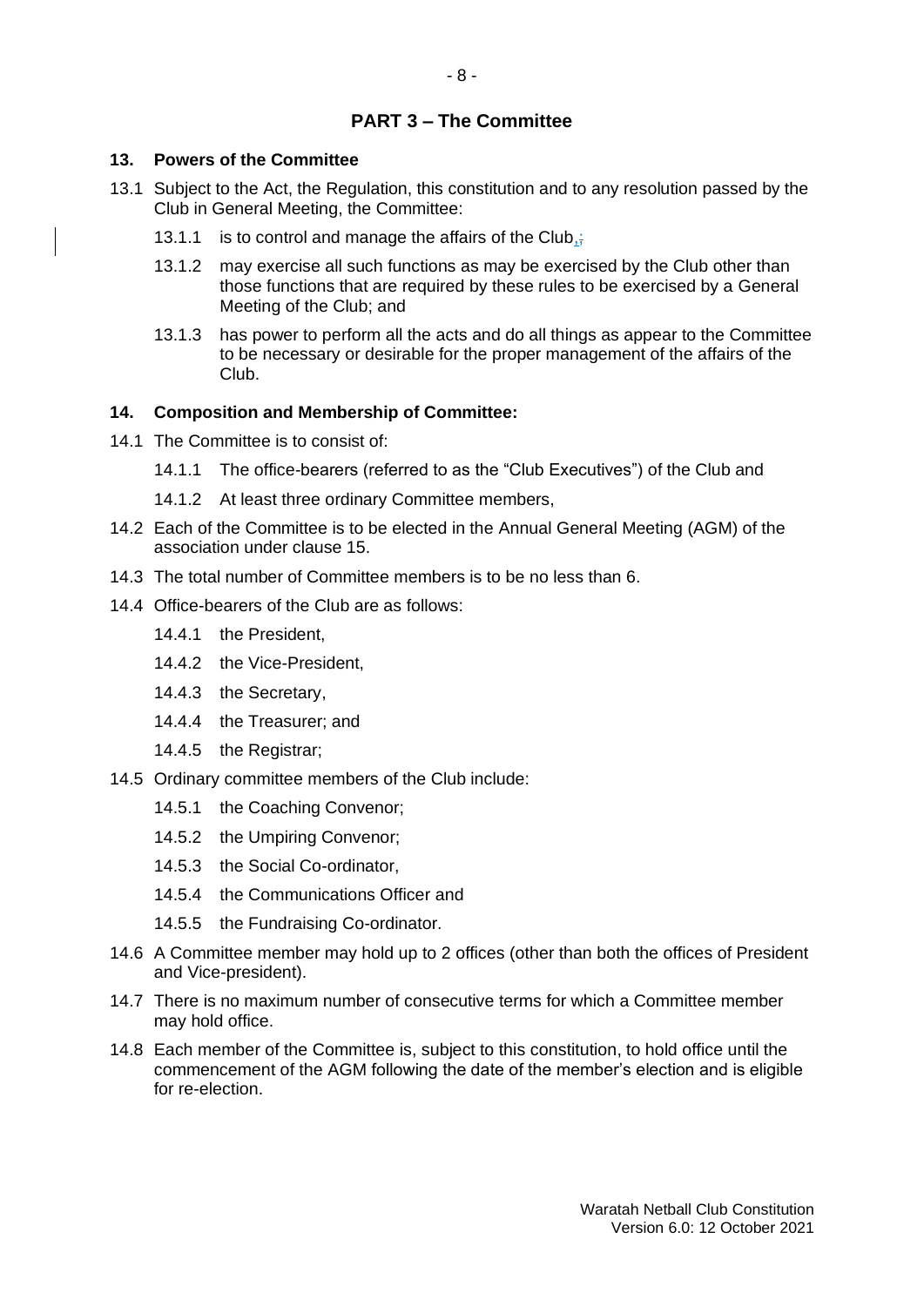## PART 3 – The Committee

### 13. Powers of the Committee

13.1 Subject to the Act, the Regulation, this constitution and to any resolution passed by the Club in General Meeting, the Committee:

- 13.1.1 is to control and manage the affairs of the Club,;
- 13.1.2 may exercise all such functions as may be exercised by the Club other than those functions that are required by these rules to be exercised by a General Meeting of the Club; and
- 13.1.3 has power to perform all the acts and do all things as appear to the Committee to be necessary or desirable for the proper management of the affairs of the Club.

### 14. Composition and Membership of Committee:

14.1 The Committee is to consist of:

- 14.1.1 The office-bearers (referred to as the "Club Executives") of the Club and
- 14.1.2 At least three ordinary Committee members,

14.2 Each of the Committee is to be elected in the Annual General Meeting (AGM) of the association under clause 15.

14.3 The total number of Committee members is to be no less than 6.

14.4 Office-bearers of the Club are as follows:

- 14.4.1 the President,
- 14.4.2 the Vice-President,
- 14.4.3 the Secretary,
- 14.4.4 the Treasurer; and
- 14.4.5 the Registrar;

14.5 Ordinary committee members of the Club include:

- 14.5.1 the Coaching Convenor;
- 14.5.2 the Umpiring Convenor;
- 14.5.3 the Social Co-ordinator,
- 14.5.4 the Communications Officer and
- 14.5.5 the Fundraising Co-ordinator.

14.6 A Committee member may hold up to 2 offices (other than both the offices of President and Vice-president).

14.7 There is no maximum number of consecutive terms for which a Committee member may hold office.

14.8 Each member of the Committee is, subject to this constitution, to hold office until the commencement of the AGM following the date of the member's election and is eligible for re-election.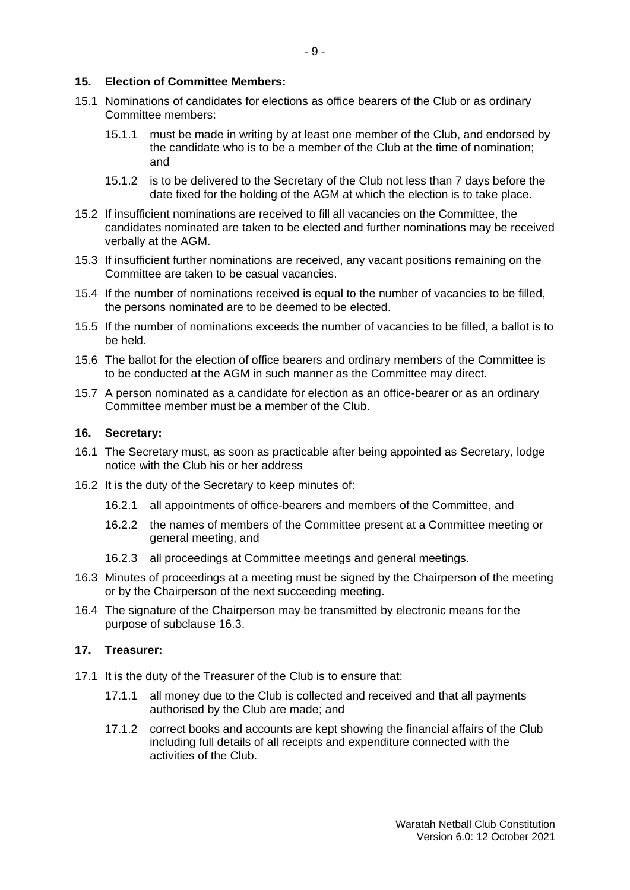## 15. Election of Committee Members:

15.1 Nominations of candidates for elections as office bearers of the Club or as ordinary Committee members:

15.1.1 must be made in writing by at least one member of the Club, and endorsed by the candidate who is to be a member of the Club at the time of nomination; and

15.1.2 is to be delivered to the Secretary of the Club not less than 7 days before the date fixed for the holding of the AGM at which the election is to take place.

15.2 If insufficient nominations are received to fill all vacancies on the Committee, the candidates nominated are taken to be elected and further nominations may be received verbally at the AGM.

15.3 If insufficient further nominations are received, any vacant positions remaining on the Committee are taken to be casual vacancies.

15.4 If the number of nominations received is equal to the number of vacancies to be filled, the persons nominated are to be deemed to be elected.

15.5 If the number of nominations exceeds the number of vacancies to be filled, a ballot is to be held.

15.6 The ballot for the election of office bearers and ordinary members of the Committee is to be conducted at the AGM in such manner as the Committee may direct.

15.7 A person nominated as a candidate for election as an office-bearer or as an ordinary Committee member must be a member of the Club.

## 16. Secretary:

16.1 The Secretary must, as soon as practicable after being appointed as Secretary, lodge notice with the Club his or her address

16.2 It is the duty of the Secretary to keep minutes of:

16.2.1 all appointments of office-bearers and members of the Committee, and

16.2.2 the names of members of the Committee present at a Committee meeting or general meeting, and

16.2.3 all proceedings at Committee meetings and general meetings.

16.3 Minutes of proceedings at a meeting must be signed by the Chairperson of the meeting or by the Chairperson of the next succeeding meeting.

16.4 The signature of the Chairperson may be transmitted by electronic means for the purpose of subclause 16.3.

## 17. Treasurer:

17.1 It is the duty of the Treasurer of the Club is to ensure that:

17.1.1 all money due to the Club is collected and received and that all payments authorised by the Club are made; and

17.1.2 correct books and accounts are kept showing the financial affairs of the Club including full details of all receipts and expenditure connected with the activities of the Club.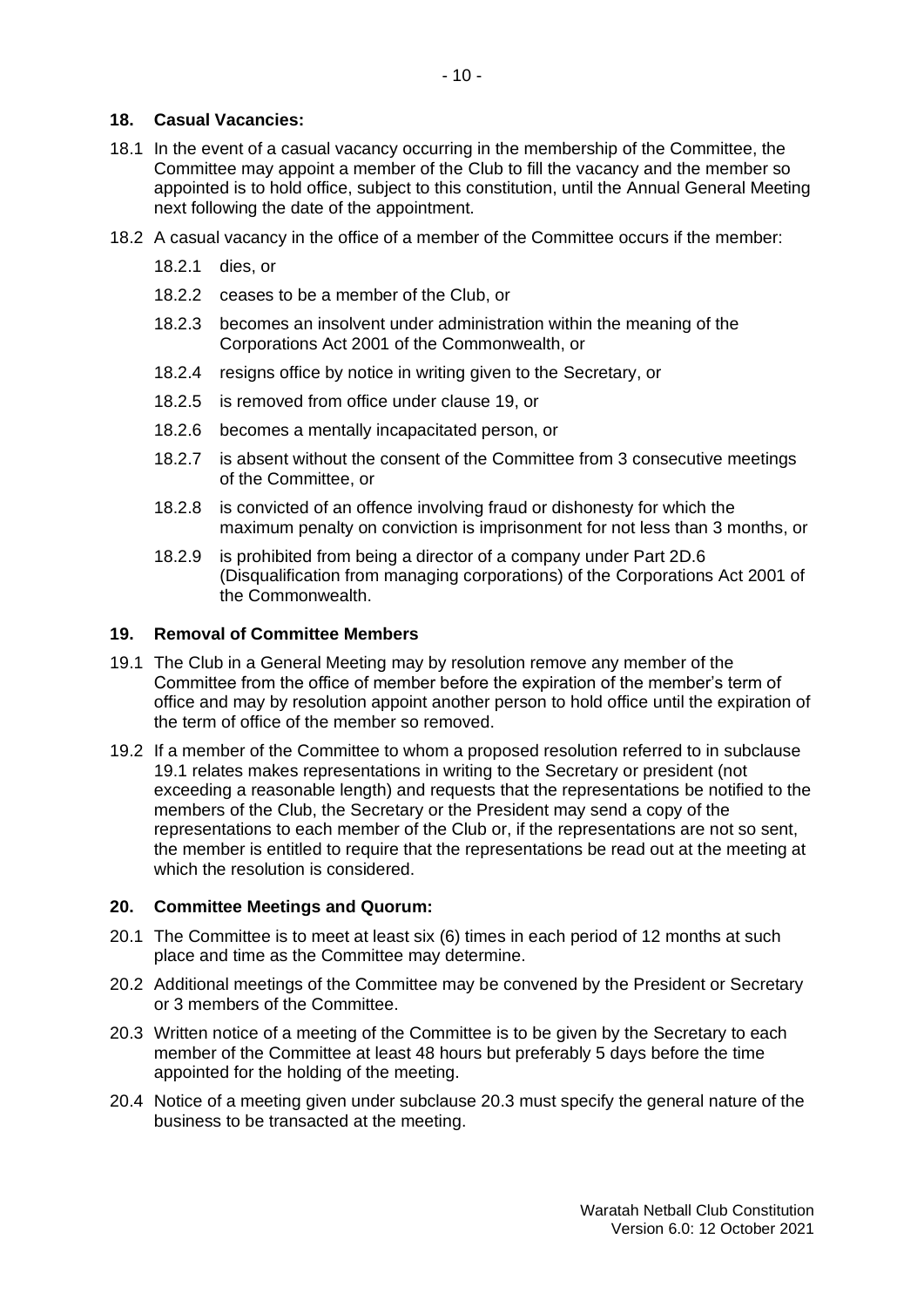## 18. Casual Vacancies:

18.1 In the event of a casual vacancy occurring in the membership of the Committee, the Committee may appoint a member of the Club to fill the vacancy and the member so appointed is to hold office, subject to this constitution, until the Annual General Meeting next following the date of the appointment.

18.2 A casual vacancy in the office of a member of the Committee occurs if the member:

- 18.2.1 dies, or
- 18.2.2 ceases to be a member of the Club, or
- 18.2.3 becomes an insolvent under administration within the meaning of the Corporations Act 2001 of the Commonwealth, or
- 18.2.4 resigns office by notice in writing given to the Secretary, or
- 18.2.5 is removed from office under clause 19, or
- 18.2.6 becomes a mentally incapacitated person, or
- 18.2.7 is absent without the consent of the Committee from 3 consecutive meetings of the Committee, or
- 18.2.8 is convicted of an offence involving fraud or dishonesty for which the maximum penalty on conviction is imprisonment for not less than 3 months, or
- 18.2.9 is prohibited from being a director of a company under Part 2D.6 (Disqualification from managing corporations) of the Corporations Act 2001 of the Commonwealth.

## 19. Removal of Committee Members

19.1 The Club in a General Meeting may by resolution remove any member of the Committee from the office of member before the expiration of the member's term of office and may by resolution appoint another person to hold office until the expiration of the term of office of the member so removed.

19.2 If a member of the Committee to whom a proposed resolution referred to in subclause 19.1 relates makes representations in writing to the Secretary or president (not exceeding a reasonable length) and requests that the representations be notified to the members of the Club, the Secretary or the President may send a copy of the representations to each member of the Club or, if the representations are not so sent, the member is entitled to require that the representations be read out at the meeting at which the resolution is considered.

## 20. Committee Meetings and Quorum:

20.1 The Committee is to meet at least six (6) times in each period of 12 months at such place and time as the Committee may determine.

20.2 Additional meetings of the Committee may be convened by the President or Secretary or 3 members of the Committee.

20.3 Written notice of a meeting of the Committee is to be given by the Secretary to each member of the Committee at least 48 hours but preferably 5 days before the time appointed for the holding of the meeting.

20.4 Notice of a meeting given under subclause 20.3 must specify the general nature of the business to be transacted at the meeting.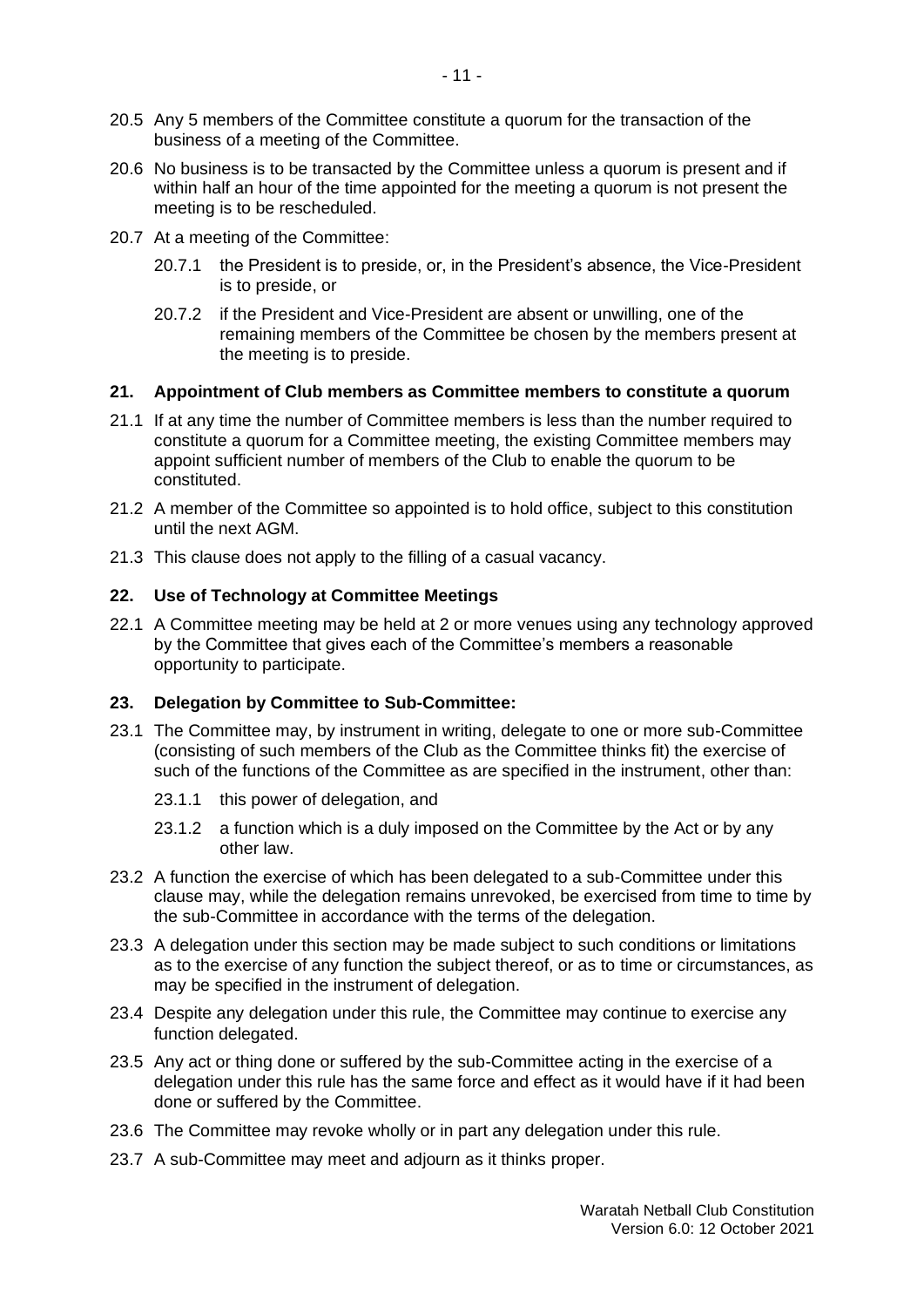20.5 Any 5 members of the Committee constitute a quorum for the transaction of the business of a meeting of the Committee.

20.6 No business is to be transacted by the Committee unless a quorum is present and if within half an hour of the time appointed for the meeting a quorum is not present the meeting is to be rescheduled.

20.7 At a meeting of the Committee:

20.7.1 the President is to preside, or, in the President's absence, the Vice-President is to preside, or

20.7.2 if the President and Vice-President are absent or unwilling, one of the remaining members of the Committee be chosen by the members present at the meeting is to preside.

### 21. Appointment of Club members as Committee members to constitute a quorum

21.1 If at any time the number of Committee members is less than the number required to constitute a quorum for a Committee meeting, the existing Committee members may appoint sufficient number of members of the Club to enable the quorum to be constituted.

21.2 A member of the Committee so appointed is to hold office, subject to this constitution until the next AGM.

21.3 This clause does not apply to the filling of a casual vacancy.

### 22. Use of Technology at Committee Meetings

22.1 A Committee meeting may be held at 2 or more venues using any technology approved by the Committee that gives each of the Committee's members a reasonable opportunity to participate.

### 23. Delegation by Committee to Sub-Committee:

23.1 The Committee may, by instrument in writing, delegate to one or more sub-Committee (consisting of such members of the Club as the Committee thinks fit) the exercise of such of the functions of the Committee as are specified in the instrument, other than:

23.1.1 this power of delegation, and

23.1.2 a function which is a duly imposed on the Committee by the Act or by any other law.

23.2 A function the exercise of which has been delegated to a sub-Committee under this clause may, while the delegation remains unrevoked, be exercised from time to time by the sub-Committee in accordance with the terms of the delegation.

23.3 A delegation under this section may be made subject to such conditions or limitations as to the exercise of any function the subject thereof, or as to time or circumstances, as may be specified in the instrument of delegation.

23.4 Despite any delegation under this rule, the Committee may continue to exercise any function delegated.

23.5 Any act or thing done or suffered by the sub-Committee acting in the exercise of a delegation under this rule has the same force and effect as it would have if it had been done or suffered by the Committee.

23.6 The Committee may revoke wholly or in part any delegation under this rule.

23.7 A sub-Committee may meet and adjourn as it thinks proper.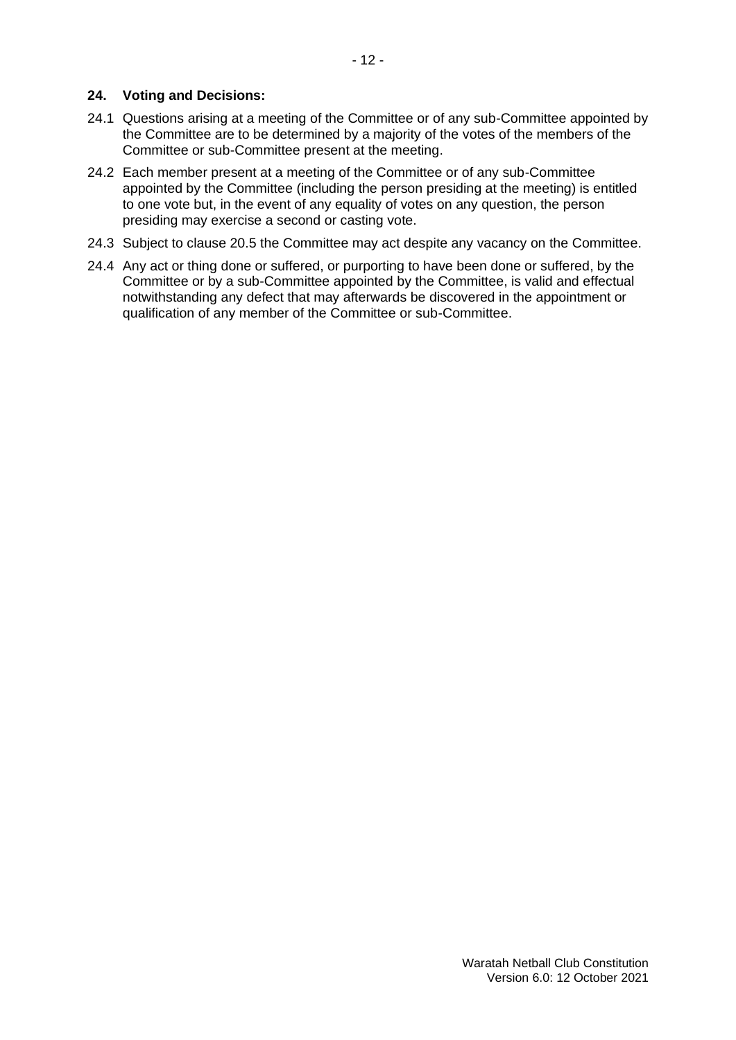## 24. Voting and Decisions:

24.1 Questions arising at a meeting of the Committee or of any sub-Committee appointed by the Committee are to be determined by a majority of the votes of the members of the Committee or sub-Committee present at the meeting.

24.2 Each member present at a meeting of the Committee or of any sub-Committee appointed by the Committee (including the person presiding at the meeting) is entitled to one vote but, in the event of any equality of votes on any question, the person presiding may exercise a second or casting vote.

24.3 Subject to clause 20.5 the Committee may act despite any vacancy on the Committee.

24.4 Any act or thing done or suffered, or purporting to have been done or suffered, by the Committee or by a sub-Committee appointed by the Committee, is valid and effectual notwithstanding any defect that may afterwards be discovered in the appointment or qualification of any member of the Committee or sub-Committee.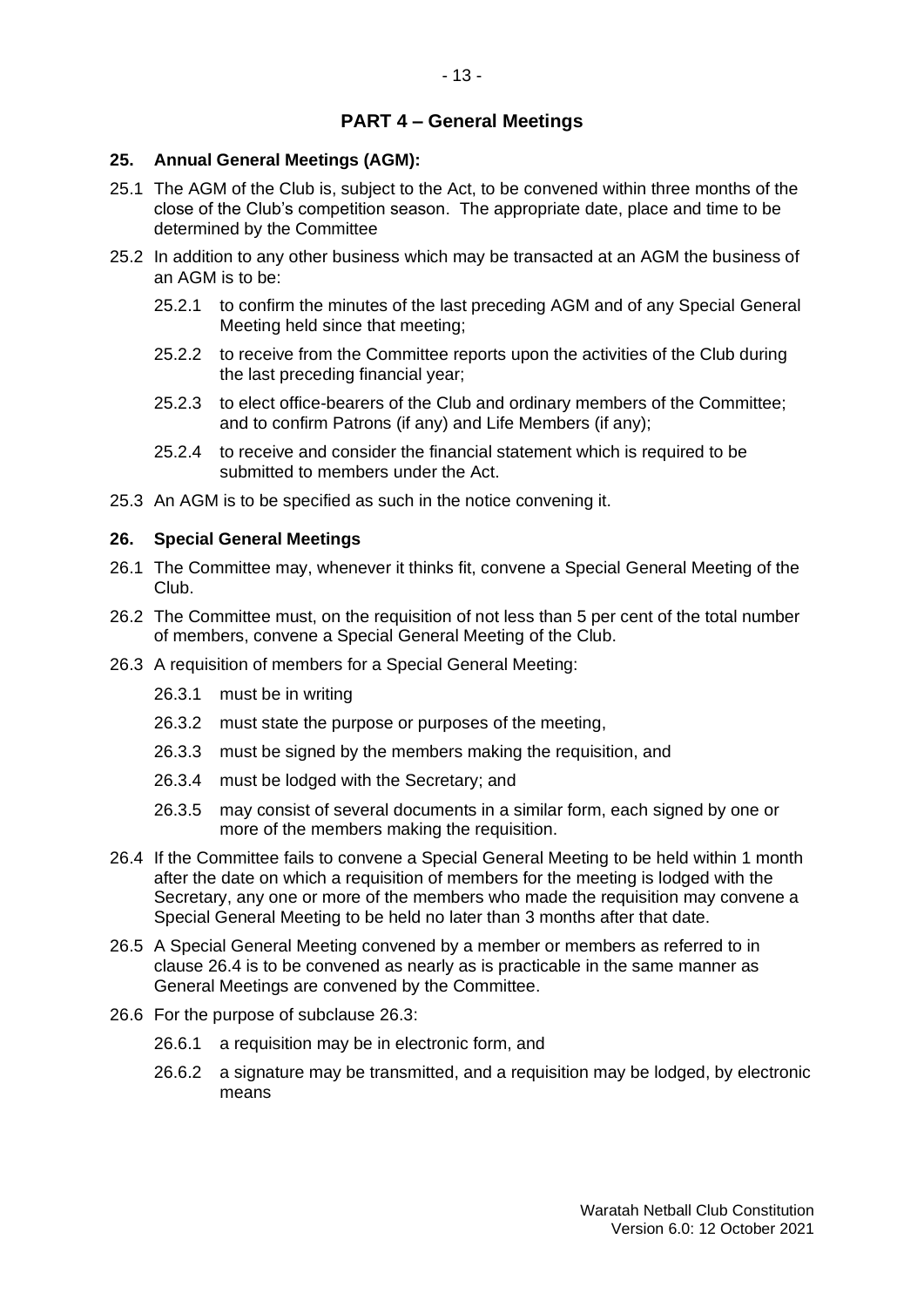## PART 4 – General Meetings

### 25. Annual General Meetings (AGM):

25.1 The AGM of the Club is, subject to the Act, to be convened within three months of the close of the Club's competition season. The appropriate date, place and time to be determined by the Committee

25.2 In addition to any other business which may be transacted at an AGM the business of an AGM is to be:

- 25.2.1 to confirm the minutes of the last preceding AGM and of any Special General Meeting held since that meeting;
- 25.2.2 to receive from the Committee reports upon the activities of the Club during the last preceding financial year;
- 25.2.3 to elect office-bearers of the Club and ordinary members of the Committee; and to confirm Patrons (if any) and Life Members (if any);
- 25.2.4 to receive and consider the financial statement which is required to be submitted to members under the Act.

25.3 An AGM is to be specified as such in the notice convening it.

### 26. Special General Meetings

26.1 The Committee may, whenever it thinks fit, convene a Special General Meeting of the Club.

26.2 The Committee must, on the requisition of not less than 5 per cent of the total number of members, convene a Special General Meeting of the Club.

26.3 A requisition of members for a Special General Meeting:

- 26.3.1 must be in writing
- 26.3.2 must state the purpose or purposes of the meeting,
- 26.3.3 must be signed by the members making the requisition, and
- 26.3.4 must be lodged with the Secretary; and
- 26.3.5 may consist of several documents in a similar form, each signed by one or more of the members making the requisition.

26.4 If the Committee fails to convene a Special General Meeting to be held within 1 month after the date on which a requisition of members for the meeting is lodged with the Secretary, any one or more of the members who made the requisition may convene a Special General Meeting to be held no later than 3 months after that date.

26.5 A Special General Meeting convened by a member or members as referred to in clause 26.4 is to be convened as nearly as is practicable in the same manner as General Meetings are convened by the Committee.

26.6 For the purpose of subclause 26.3:

- 26.6.1 a requisition may be in electronic form, and
- 26.6.2 a signature may be transmitted, and a requisition may be lodged, by electronic means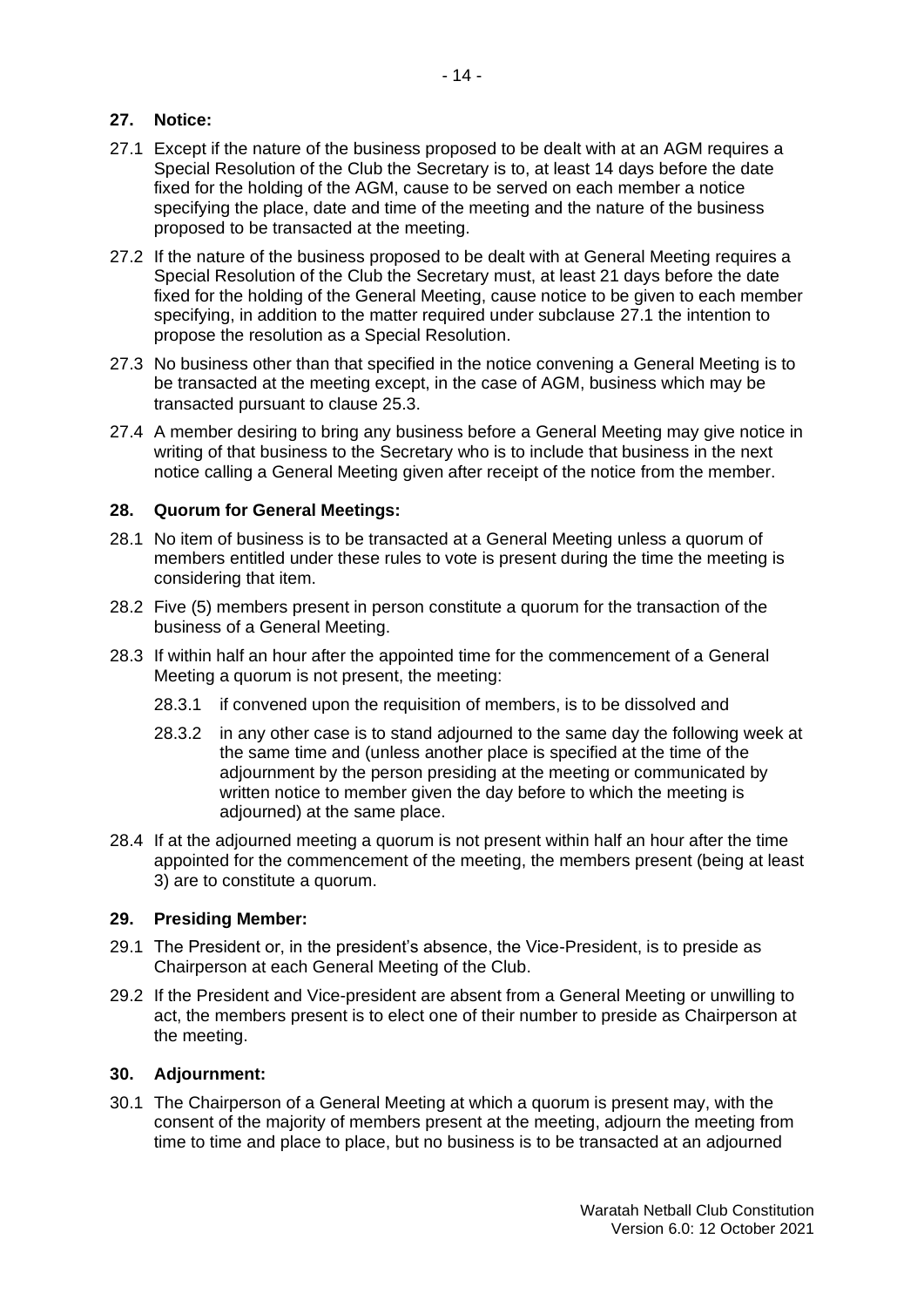## 27. Notice:

27.1 Except if the nature of the business proposed to be dealt with at an AGM requires a Special Resolution of the Club the Secretary is to, at least 14 days before the date fixed for the holding of the AGM, cause to be served on each member a notice specifying the place, date and time of the meeting and the nature of the business proposed to be transacted at the meeting.

27.2 If the nature of the business proposed to be dealt with at General Meeting requires a Special Resolution of the Club the Secretary must, at least 21 days before the date fixed for the holding of the General Meeting, cause notice to be given to each member specifying, in addition to the matter required under subclause 27.1 the intention to propose the resolution as a Special Resolution.

27.3 No business other than that specified in the notice convening a General Meeting is to be transacted at the meeting except, in the case of AGM, business which may be transacted pursuant to clause 25.3.

27.4 A member desiring to bring any business before a General Meeting may give notice in writing of that business to the Secretary who is to include that business in the next notice calling a General Meeting given after receipt of the notice from the member.

## 28. Quorum for General Meetings:

28.1 No item of business is to be transacted at a General Meeting unless a quorum of members entitled under these rules to vote is present during the time the meeting is considering that item.

28.2 Five (5) members present in person constitute a quorum for the transaction of the business of a General Meeting.

28.3 If within half an hour after the appointed time for the commencement of a General Meeting a quorum is not present, the meeting:

28.3.1 if convened upon the requisition of members, is to be dissolved and

28.3.2 in any other case is to stand adjourned to the same day the following week at the same time and (unless another place is specified at the time of the adjournment by the person presiding at the meeting or communicated by written notice to member given the day before to which the meeting is adjourned) at the same place.

28.4 If at the adjourned meeting a quorum is not present within half an hour after the time appointed for the commencement of the meeting, the members present (being at least 3) are to constitute a quorum.

## 29. Presiding Member:

29.1 The President or, in the president's absence, the Vice-President, is to preside as Chairperson at each General Meeting of the Club.

29.2 If the President and Vice-president are absent from a General Meeting or unwilling to act, the members present is to elect one of their number to preside as Chairperson at the meeting.

## 30. Adjournment:

30.1 The Chairperson of a General Meeting at which a quorum is present may, with the consent of the majority of members present at the meeting, adjourn the meeting from time to time and place to place, but no business is to be transacted at an adjourned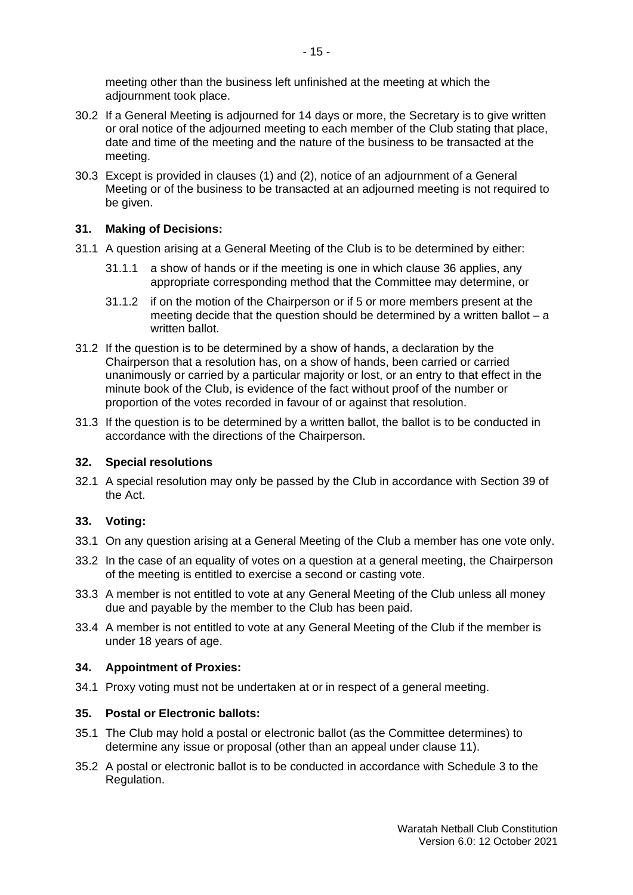meeting other than the business left unfinished at the meeting at which the adjournment took place.

30.2 If a General Meeting is adjourned for 14 days or more, the Secretary is to give written or oral notice of the adjourned meeting to each member of the Club stating that place, date and time of the meeting and the nature of the business to be transacted at the meeting.

30.3 Except is provided in clauses (1) and (2), notice of an adjournment of a General Meeting or of the business to be transacted at an adjourned meeting is not required to be given.

## 31. Making of Decisions:

31.1 A question arising at a General Meeting of the Club is to be determined by either:

31.1.1 a show of hands or if the meeting is one in which clause 36 applies, any appropriate corresponding method that the Committee may determine, or

31.1.2 if on the motion of the Chairperson or if 5 or more members present at the meeting decide that the question should be determined by a written ballot – a written ballot.

31.2 If the question is to be determined by a show of hands, a declaration by the Chairperson that a resolution has, on a show of hands, been carried or carried unanimously or carried by a particular majority or lost, or an entry to that effect in the minute book of the Club, is evidence of the fact without proof of the number or proportion of the votes recorded in favour of or against that resolution.

31.3 If the question is to be determined by a written ballot, the ballot is to be conducted in accordance with the directions of the Chairperson.

## 32. Special resolutions

32.1 A special resolution may only be passed by the Club in accordance with Section 39 of the Act.

## 33. Voting:

33.1 On any question arising at a General Meeting of the Club a member has one vote only.

33.2 In the case of an equality of votes on a question at a general meeting, the Chairperson of the meeting is entitled to exercise a second or casting vote.

33.3 A member is not entitled to vote at any General Meeting of the Club unless all money due and payable by the member to the Club has been paid.

33.4 A member is not entitled to vote at any General Meeting of the Club if the member is under 18 years of age.

## 34. Appointment of Proxies:

34.1 Proxy voting must not be undertaken at or in respect of a general meeting.

## 35. Postal or Electronic ballots:

35.1 The Club may hold a postal or electronic ballot (as the Committee determines) to determine any issue or proposal (other than an appeal under clause 11).

35.2 A postal or electronic ballot is to be conducted in accordance with Schedule 3 to the Regulation.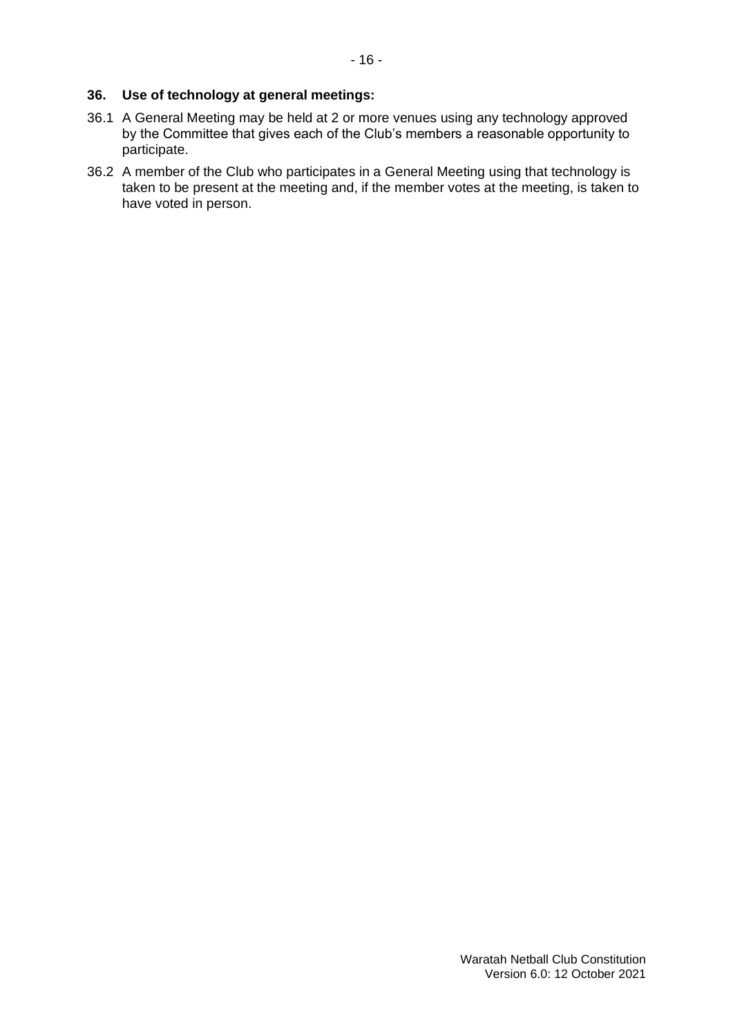### 36. Use of technology at general meetings:

36.1 A General Meeting may be held at 2 or more venues using any technology approved by the Committee that gives each of the Club's members a reasonable opportunity to participate.

36.2 A member of the Club who participates in a General Meeting using that technology is taken to be present at the meeting and, if the member votes at the meeting, is taken to have voted in person.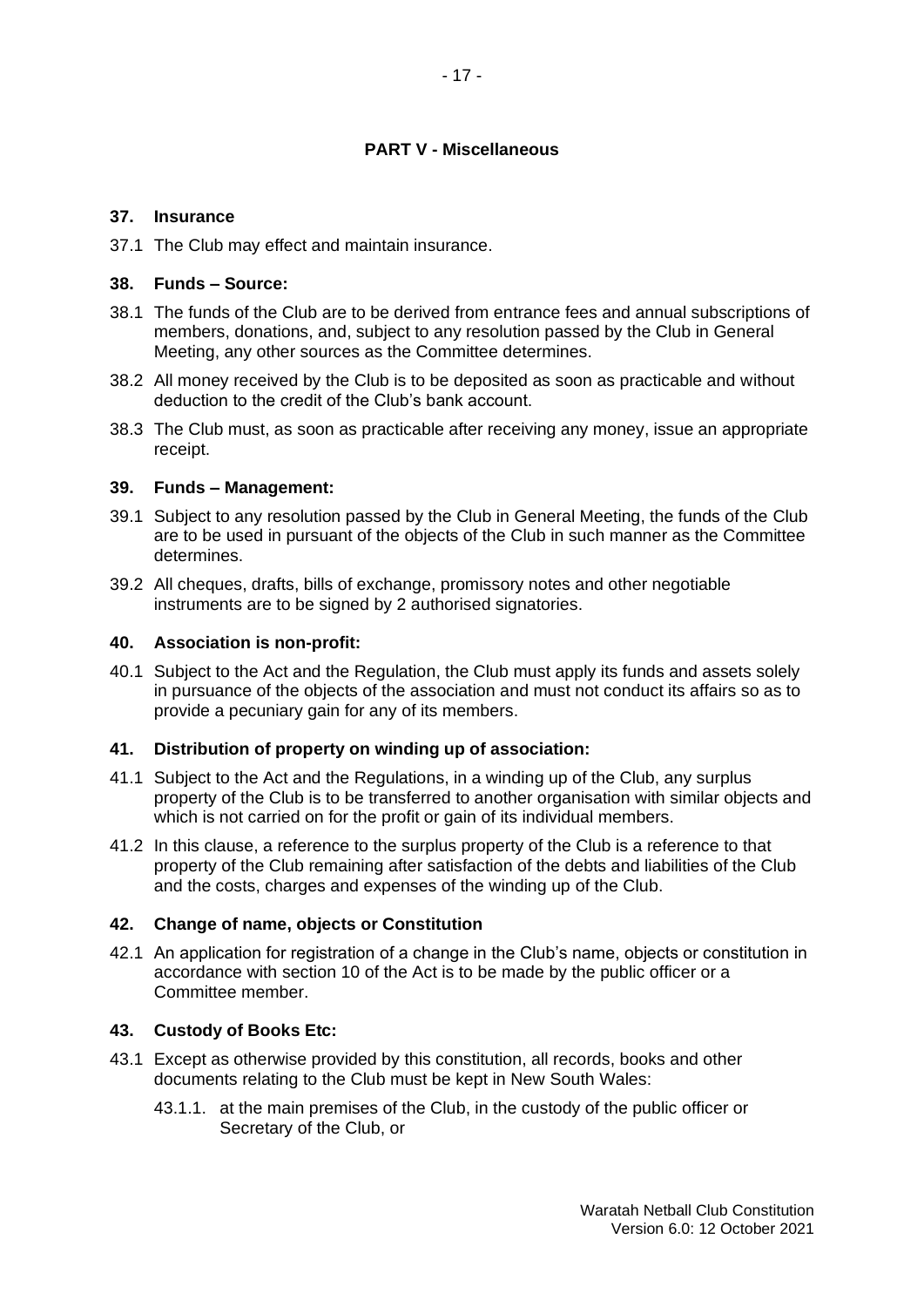## PART V - Miscellaneous

### 37. Insurance

37.1 The Club may effect and maintain insurance.

### 38. Funds – Source:

38.1 The funds of the Club are to be derived from entrance fees and annual subscriptions of members, donations, and, subject to any resolution passed by the Club in General Meeting, any other sources as the Committee determines.

38.2 All money received by the Club is to be deposited as soon as practicable and without deduction to the credit of the Club's bank account.

38.3 The Club must, as soon as practicable after receiving any money, issue an appropriate receipt.

### 39. Funds – Management:

39.1 Subject to any resolution passed by the Club in General Meeting, the funds of the Club are to be used in pursuant of the objects of the Club in such manner as the Committee determines.

39.2 All cheques, drafts, bills of exchange, promissory notes and other negotiable instruments are to be signed by 2 authorised signatories.

### 40. Association is non-profit:

40.1 Subject to the Act and the Regulation, the Club must apply its funds and assets solely in pursuance of the objects of the association and must not conduct its affairs so as to provide a pecuniary gain for any of its members.

### 41. Distribution of property on winding up of association:

41.1 Subject to the Act and the Regulations, in a winding up of the Club, any surplus property of the Club is to be transferred to another organisation with similar objects and which is not carried on for the profit or gain of its individual members.

41.2 In this clause, a reference to the surplus property of the Club is a reference to that property of the Club remaining after satisfaction of the debts and liabilities of the Club and the costs, charges and expenses of the winding up of the Club.

### 42. Change of name, objects or Constitution

42.1 An application for registration of a change in the Club's name, objects or constitution in accordance with section 10 of the Act is to be made by the public officer or a Committee member.

### 43. Custody of Books Etc:

43.1 Except as otherwise provided by this constitution, all records, books and other documents relating to the Club must be kept in New South Wales:

- 43.1.1. at the main premises of the Club, in the custody of the public officer or Secretary of the Club, or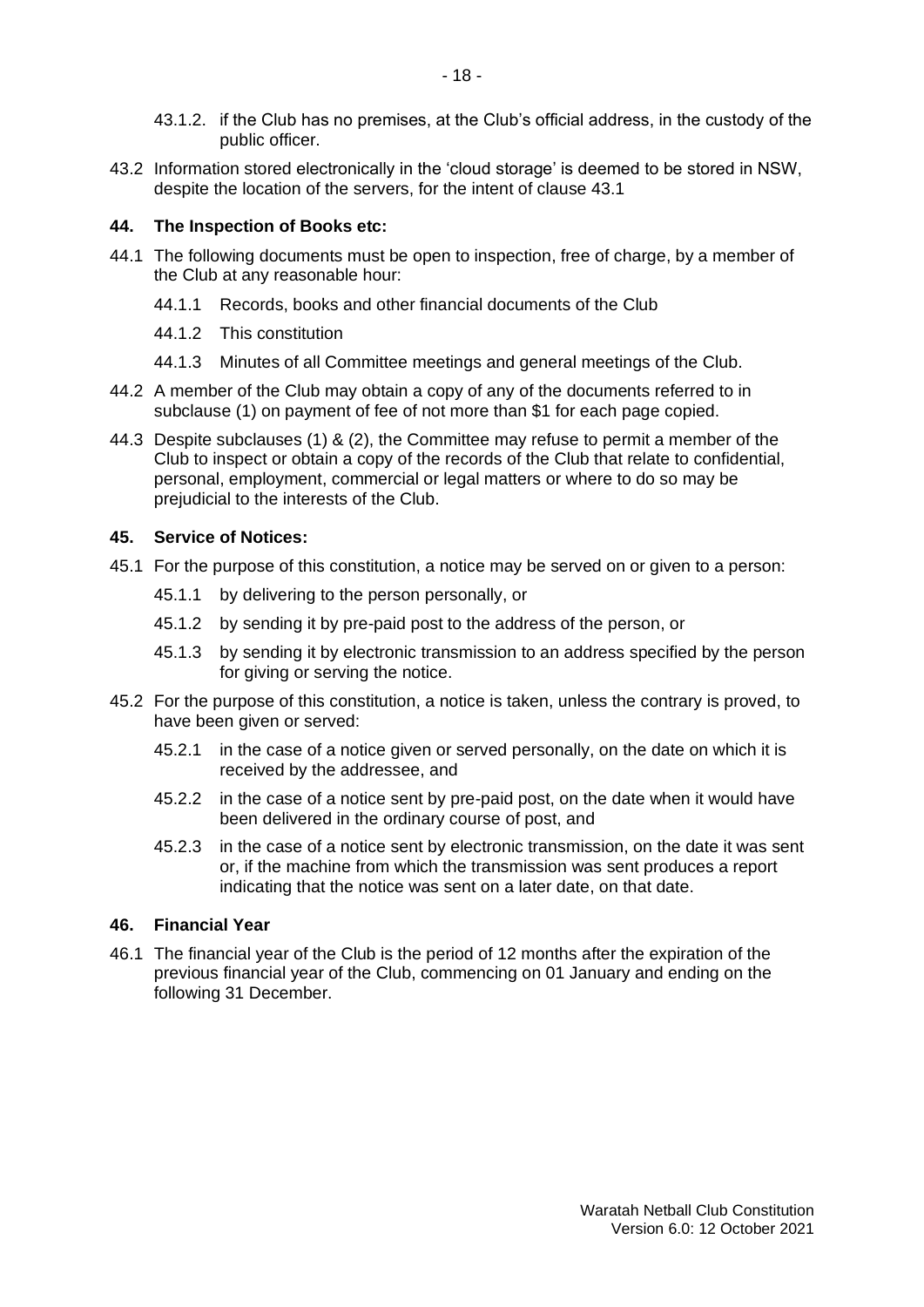43.1.2. if the Club has no premises, at the Club's official address, in the custody of the public officer.

43.2 Information stored electronically in the 'cloud storage' is deemed to be stored in NSW, despite the location of the servers, for the intent of clause 43.1

### 44. The Inspection of Books etc:

44.1 The following documents must be open to inspection, free of charge, by a member of the Club at any reasonable hour:

44.1.1 Records, books and other financial documents of the Club

44.1.2 This constitution

44.1.3 Minutes of all Committee meetings and general meetings of the Club.

44.2 A member of the Club may obtain a copy of any of the documents referred to in subclause (1) on payment of fee of not more than $1 for each page copied.

44.3 Despite subclauses (1) & (2), the Committee may refuse to permit a member of the Club to inspect or obtain a copy of the records of the Club that relate to confidential, personal, employment, commercial or legal matters or where to do so may be prejudicial to the interests of the Club.

### 45. Service of Notices:

45.1 For the purpose of this constitution, a notice may be served on or given to a person:

45.1.1 by delivering to the person personally, or

45.1.2 by sending it by pre-paid post to the address of the person, or

45.1.3 by sending it by electronic transmission to an address specified by the person for giving or serving the notice.

45.2 For the purpose of this constitution, a notice is taken, unless the contrary is proved, to have been given or served:

45.2.1 in the case of a notice given or served personally, on the date on which it is received by the addressee, and

45.2.2 in the case of a notice sent by pre-paid post, on the date when it would have been delivered in the ordinary course of post, and

45.2.3 in the case of a notice sent by electronic transmission, on the date it was sent or, if the machine from which the transmission was sent produces a report indicating that the notice was sent on a later date, on that date.

### 46. Financial Year

46.1 The financial year of the Club is the period of 12 months after the expiration of the previous financial year of the Club, commencing on 01 January and ending on the following 31 December.